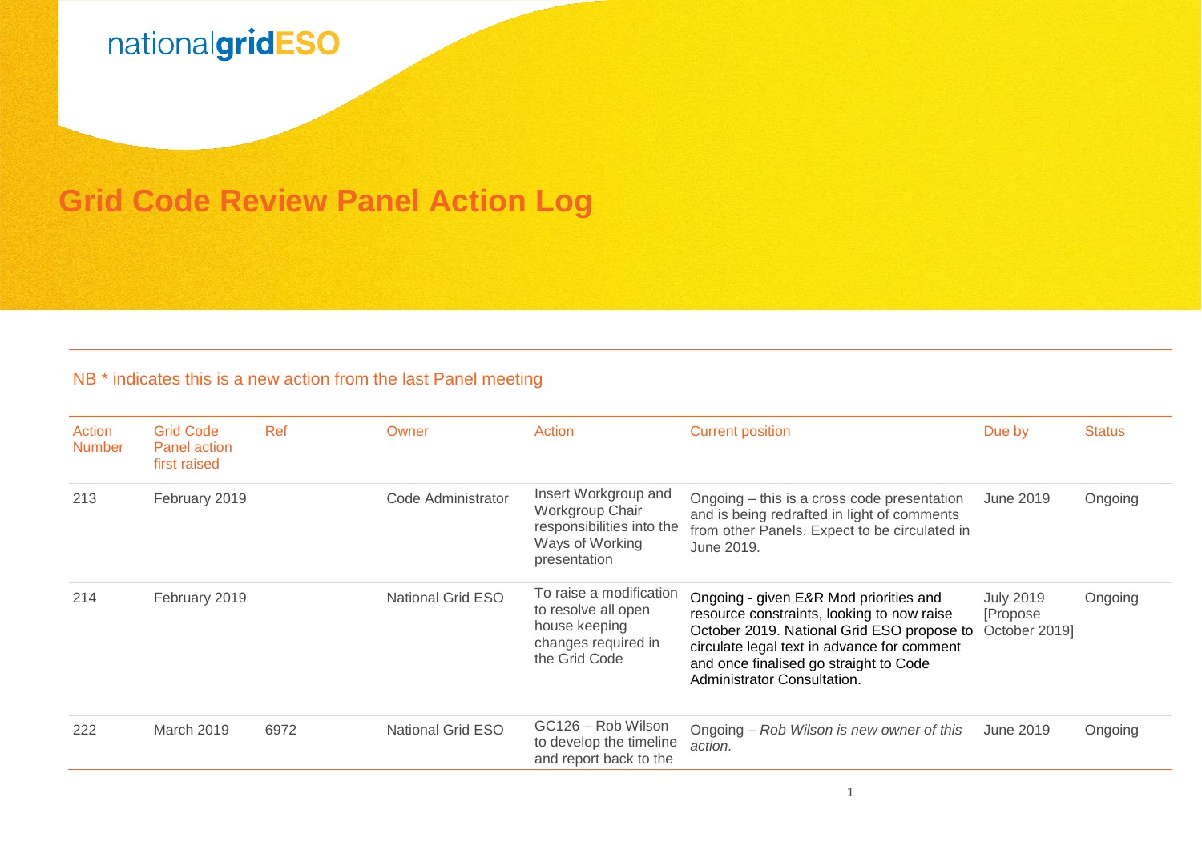nationalgridESO

# Grid Code Review Panel Action Log

NB * indicates this is a new action from the last Panel meeting

| Action Number | Grid Code Panel action first raised | Ref | Owner | Action | Current position | Due by | Status |
|---|---|---|---|---|---|---|---|
| 213 | February 2019 | | Code Administrator | Insert Workgroup and Workgroup Chair responsibilities into the Ways of Working presentation | Ongoing – this is a cross code presentation and is being redrafted in light of comments from other Panels. Expect to be circulated in June 2019. | June 2019 | Ongoing |
| 214 | February 2019 | | National Grid ESO | To raise a modification to resolve all open house keeping changes required in the Grid Code | Ongoing - given E&R Mod priorities and resource constraints, looking to now raise October 2019. National Grid ESO propose to circulate legal text in advance for comment and once finalised go straight to Code Administrator Consultation. | July 2019 [Propose October 2019] | Ongoing |
| 222 | March 2019 | 6972 | National Grid ESO | GC126 – Rob Wilson to develop the timeline and report back to the | Ongoing – *Rob Wilson is new owner of this action.* | June 2019 | Ongoing |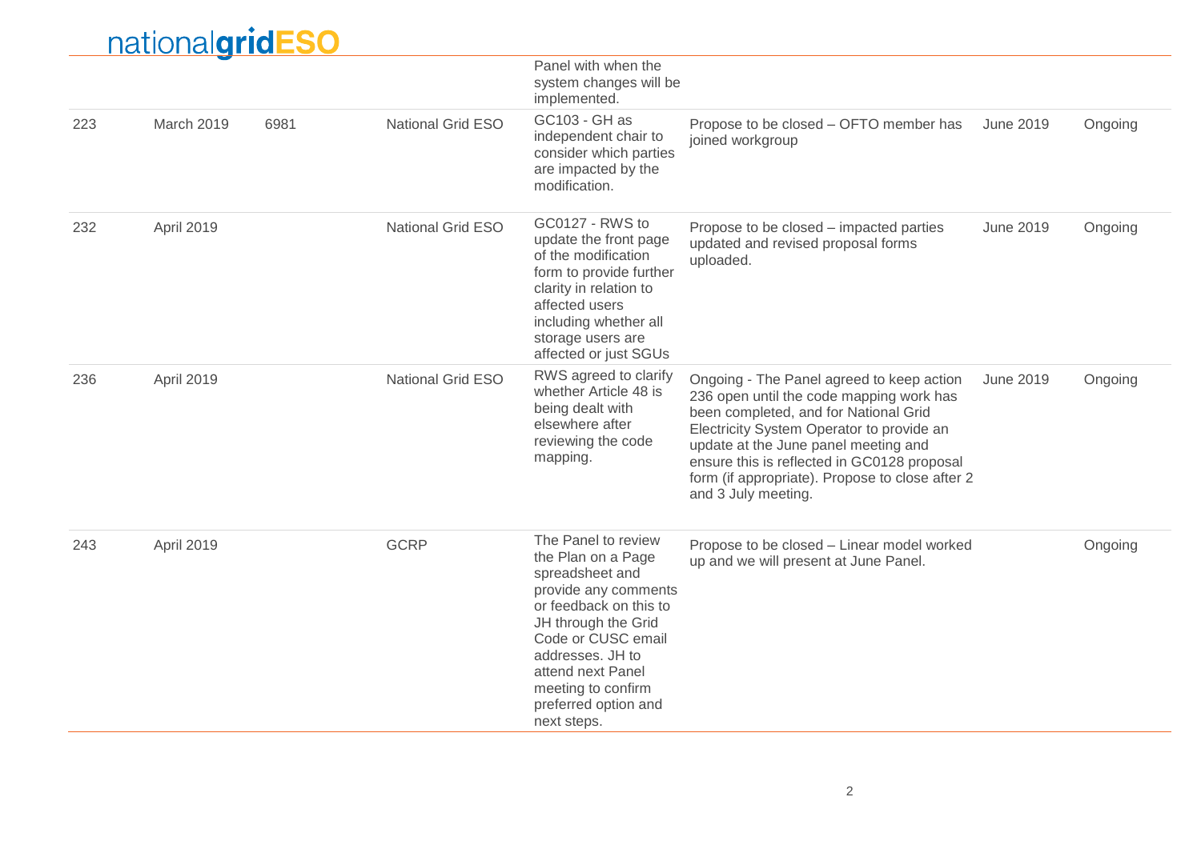| | | | | Panel with when the system changes will be implemented. | | | |
|---|---|---|---|---|---|---|---|
| 223 | March 2019 | 6981 | National Grid ESO | GC103 - GH as independent chair to consider which parties are impacted by the modification. | Propose to be closed – OFTO member has joined workgroup | June 2019 | Ongoing |
| 232 | April 2019 | | National Grid ESO | GC0127 - RWS to update the front page of the modification form to provide further clarity in relation to affected users including whether all storage users are affected or just SGUs | Propose to be closed – impacted parties updated and revised proposal forms uploaded. | June 2019 | Ongoing |
| 236 | April 2019 | | National Grid ESO | RWS agreed to clarify whether Article 48 is being dealt with elsewhere after reviewing the code mapping. | Ongoing - The Panel agreed to keep action 236 open until the code mapping work has been completed, and for National Grid Electricity System Operator to provide an update at the June panel meeting and ensure this is reflected in GC0128 proposal form (if appropriate). Propose to close after 2 and 3 July meeting. | June 2019 | Ongoing |
| 243 | April 2019 | | GCRP | The Panel to review the Plan on a Page spreadsheet and provide any comments or feedback on this to JH through the Grid Code or CUSC email addresses. JH to attend next Panel meeting to confirm preferred option and next steps. | Propose to be closed – Linear model worked up and we will present at June Panel. | | Ongoing |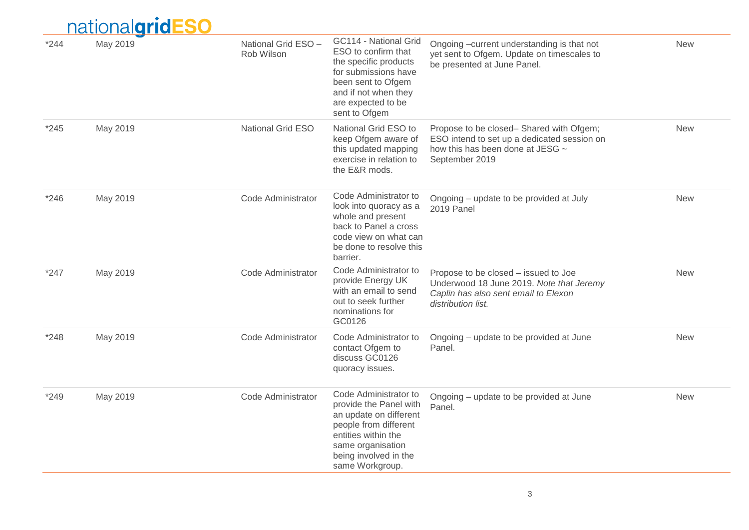| | | | | | |
|---|---|---|---|---|---|
| *244 | May 2019 | National Grid ESO – Rob Wilson | GC114 - National Grid ESO to confirm that the specific products for submissions have been sent to Ofgem and if not when they are expected to be sent to Ofgem | Ongoing –current understanding is that not yet sent to Ofgem. Update on timescales to be presented at June Panel. | New |
| *245 | May 2019 | National Grid ESO | National Grid ESO to keep Ofgem aware of this updated mapping exercise in relation to the E&R mods. | Propose to be closed– Shared with Ofgem; ESO intend to set up a dedicated session on how this has been done at JESG ~ September 2019 | New |
| *246 | May 2019 | Code Administrator | Code Administrator to look into quoracy as a whole and present back to Panel a cross code view on what can be done to resolve this barrier. | Ongoing – update to be provided at July 2019 Panel | New |
| *247 | May 2019 | Code Administrator | Code Administrator to provide Energy UK with an email to send out to seek further nominations for GC0126 | Propose to be closed – issued to Joe Underwood 18 June 2019. *Note that Jeremy Caplin has also sent email to Elexon distribution list.* | New |
| *248 | May 2019 | Code Administrator | Code Administrator to contact Ofgem to discuss GC0126 quoracy issues. | Ongoing – update to be provided at June Panel. | New |
| *249 | May 2019 | Code Administrator | Code Administrator to provide the Panel with an update on different people from different entities within the same organisation being involved in the same Workgroup. | Ongoing – update to be provided at June Panel. | New |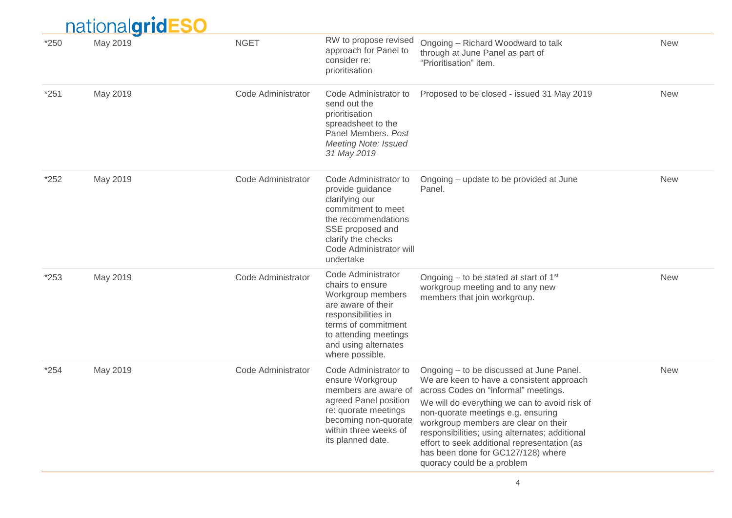| | | | | | |
|---|---|---|---|---|---|
| *250 | May 2019 | NGET | RW to propose revised approach for Panel to consider re: prioritisation | Ongoing – Richard Woodward to talk through at June Panel as part of "Prioritisation" item. | New |
| *251 | May 2019 | Code Administrator | Code Administrator to send out the prioritisation spreadsheet to the Panel Members. *Post Meeting Note: Issued 31 May 2019* | Proposed to be closed - issued 31 May 2019 | New |
| *252 | May 2019 | Code Administrator | Code Administrator to provide guidance clarifying our commitment to meet the recommendations SSE proposed and clarify the checks Code Administrator will undertake | Ongoing – update to be provided at June Panel. | New |
| *253 | May 2019 | Code Administrator | Code Administrator chairs to ensure Workgroup members are aware of their responsibilities in terms of commitment to attending meetings and using alternates where possible. | Ongoing – to be stated at start of 1st workgroup meeting and to any new members that join workgroup. | New |
| *254 | May 2019 | Code Administrator | Code Administrator to ensure Workgroup members are aware of agreed Panel position re: quorate meetings becoming non-quorate within three weeks of its planned date. | Ongoing – to be discussed at June Panel. We are keen to have a consistent approach across Codes on "informal" meetings.<br><br>We will do everything we can to avoid risk of non-quorate meetings e.g. ensuring workgroup members are clear on their responsibilities; using alternates; additional effort to seek additional representation (as has been done for GC127/128) where quoracy could be a problem | New |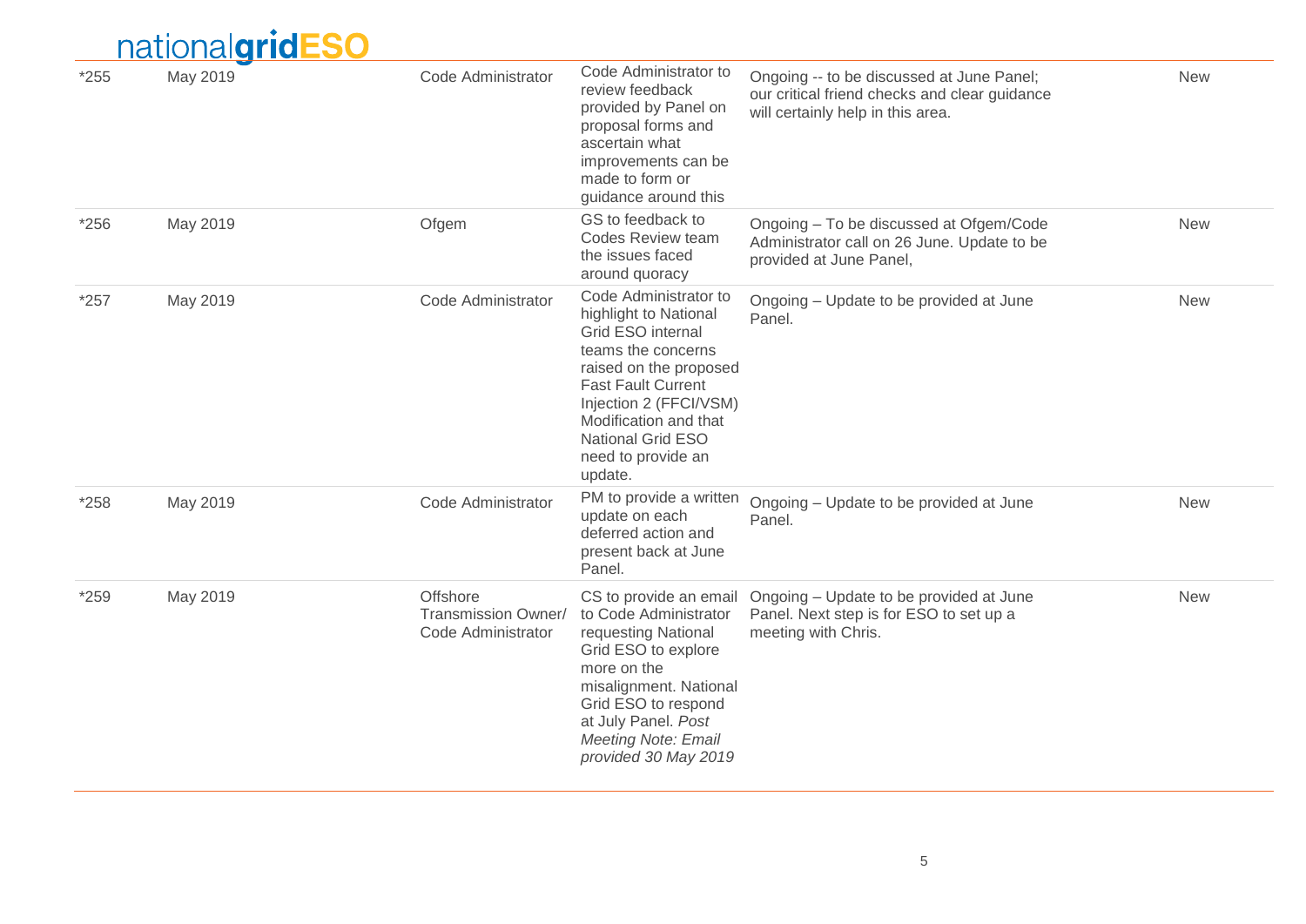| *255 | May 2019 | Code Administrator | Code Administrator to review feedback provided by Panel on proposal forms and ascertain what improvements can be made to form or guidance around this | Ongoing -- to be discussed at June Panel; our critical friend checks and clear guidance will certainly help in this area. | New |
|---|---|---|---|---|---|
| *256 | May 2019 | Ofgem | GS to feedback to Codes Review team the issues faced around quoracy | Ongoing – To be discussed at Ofgem/Code Administrator call on 26 June. Update to be provided at June Panel, | New |
| *257 | May 2019 | Code Administrator | Code Administrator to highlight to National Grid ESO internal teams the concerns raised on the proposed Fast Fault Current Injection 2 (FFCI/VSM) Modification and that National Grid ESO need to provide an update. | Ongoing – Update to be provided at June Panel. | New |
| *258 | May 2019 | Code Administrator | PM to provide a written update on each deferred action and present back at June Panel. | Ongoing – Update to be provided at June Panel. | New |
| *259 | May 2019 | Offshore Transmission Owner/ Code Administrator | CS to provide an email to Code Administrator requesting National Grid ESO to explore more on the misalignment. National Grid ESO to respond at July Panel. *Post Meeting Note: Email provided 30 May 2019* | Ongoing – Update to be provided at June Panel. Next step is for ESO to set up a meeting with Chris. | New |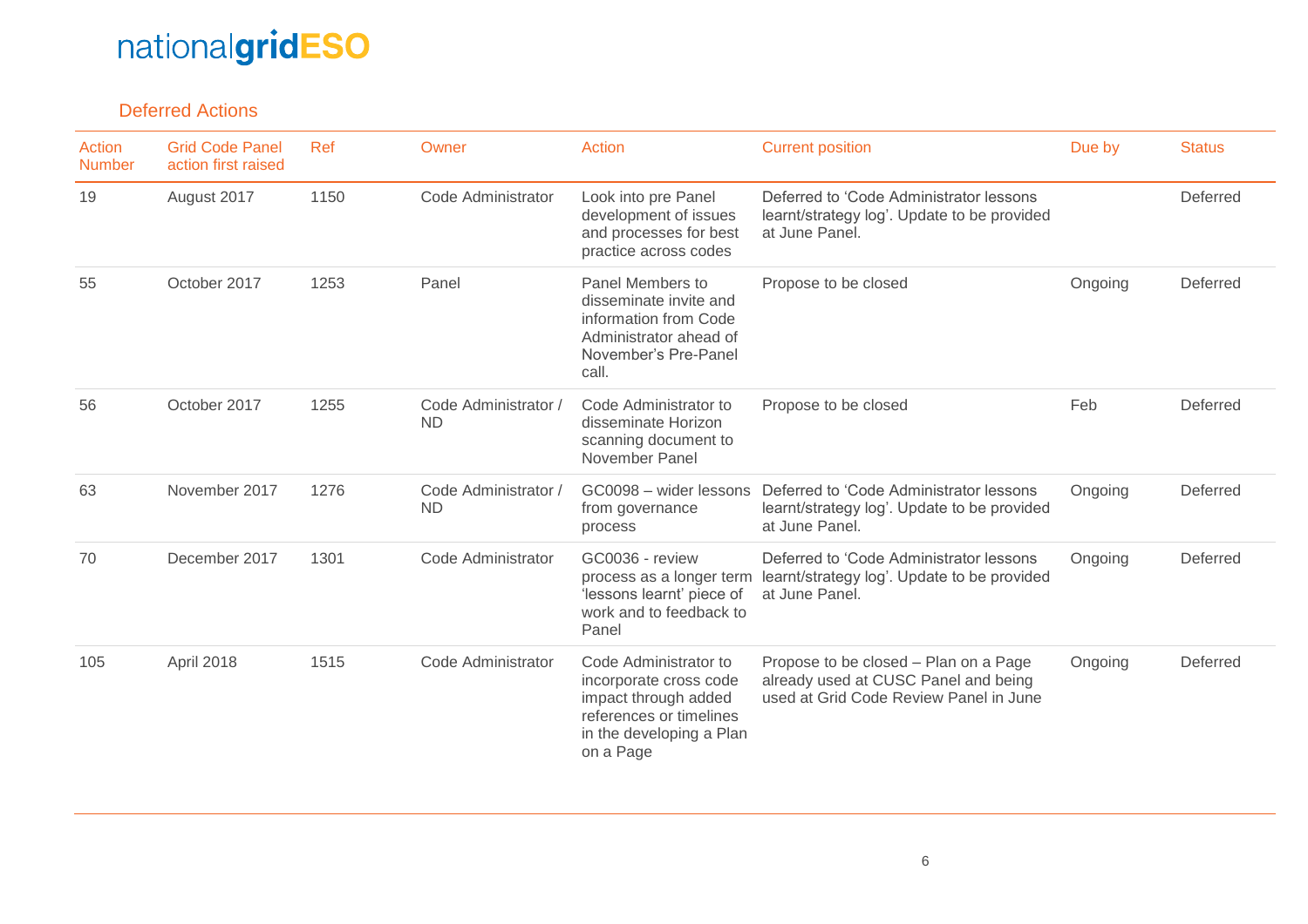## Deferred Actions

| Action Number | Grid Code Panel action first raised | Ref | Owner | Action | Current position | Due by | Status |
|---|---|---|---|---|---|---|---|
| 19 | August 2017 | 1150 | Code Administrator | Look into pre Panel development of issues and processes for best practice across codes | Deferred to 'Code Administrator lessons learnt/strategy log'. Update to be provided at June Panel. | | Deferred |
| 55 | October 2017 | 1253 | Panel | Panel Members to disseminate invite and information from Code Administrator ahead of November's Pre-Panel call. | Propose to be closed | Ongoing | Deferred |
| 56 | October 2017 | 1255 | Code Administrator / ND | Code Administrator to disseminate Horizon scanning document to November Panel | Propose to be closed | Feb | Deferred |
| 63 | November 2017 | 1276 | Code Administrator / ND | GC0098 – wider lessons from governance process | Deferred to 'Code Administrator lessons learnt/strategy log'. Update to be provided at June Panel. | Ongoing | Deferred |
| 70 | December 2017 | 1301 | Code Administrator | GC0036 - review process as a longer term 'lessons learnt' piece of work and to feedback to Panel | Deferred to 'Code Administrator lessons learnt/strategy log'. Update to be provided at June Panel. | Ongoing | Deferred |
| 105 | April 2018 | 1515 | Code Administrator | Code Administrator to incorporate cross code impact through added references or timelines in the developing a Plan on a Page | Propose to be closed – Plan on a Page already used at CUSC Panel and being used at Grid Code Review Panel in June | Ongoing | Deferred |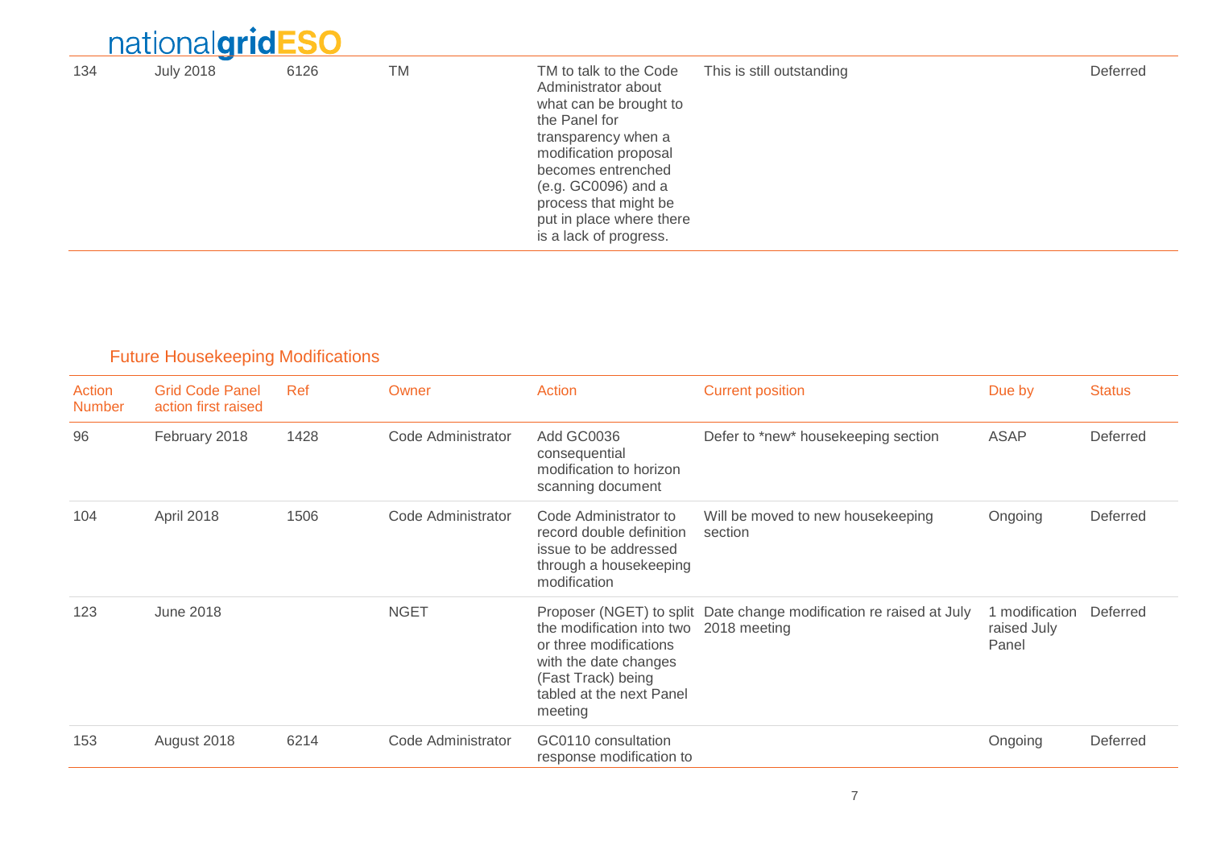| 134 | July 2018 | 6126 | TM | TM to talk to the Code Administrator about what can be brought to the Panel for transparency when a modification proposal becomes entrenched (e.g. GC0096) and a process that might be put in place where there is a lack of progress. | This is still outstanding | | Deferred |
|---|---|---|---|---|---|---|---|

## Future Housekeeping Modifications

| Action Number | Grid Code Panel action first raised | Ref | Owner | Action | Current position | Due by | Status |
|---|---|---|---|---|---|---|---|
| 96 | February 2018 | 1428 | Code Administrator | Add GC0036 consequential modification to horizon scanning document | Defer to *new* housekeeping section | ASAP | Deferred |
| 104 | April 2018 | 1506 | Code Administrator | Code Administrator to record double definition issue to be addressed through a housekeeping modification | Will be moved to new housekeeping section | Ongoing | Deferred |
| 123 | June 2018 | | NGET | Proposer (NGET) to split the modification into two or three modifications with the date changes (Fast Track) being tabled at the next Panel meeting | Date change modification re raised at July 2018 meeting | 1 modification raised July Panel | Deferred |
| 153 | August 2018 | 6214 | Code Administrator | GC0110 consultation response modification to | | Ongoing | Deferred |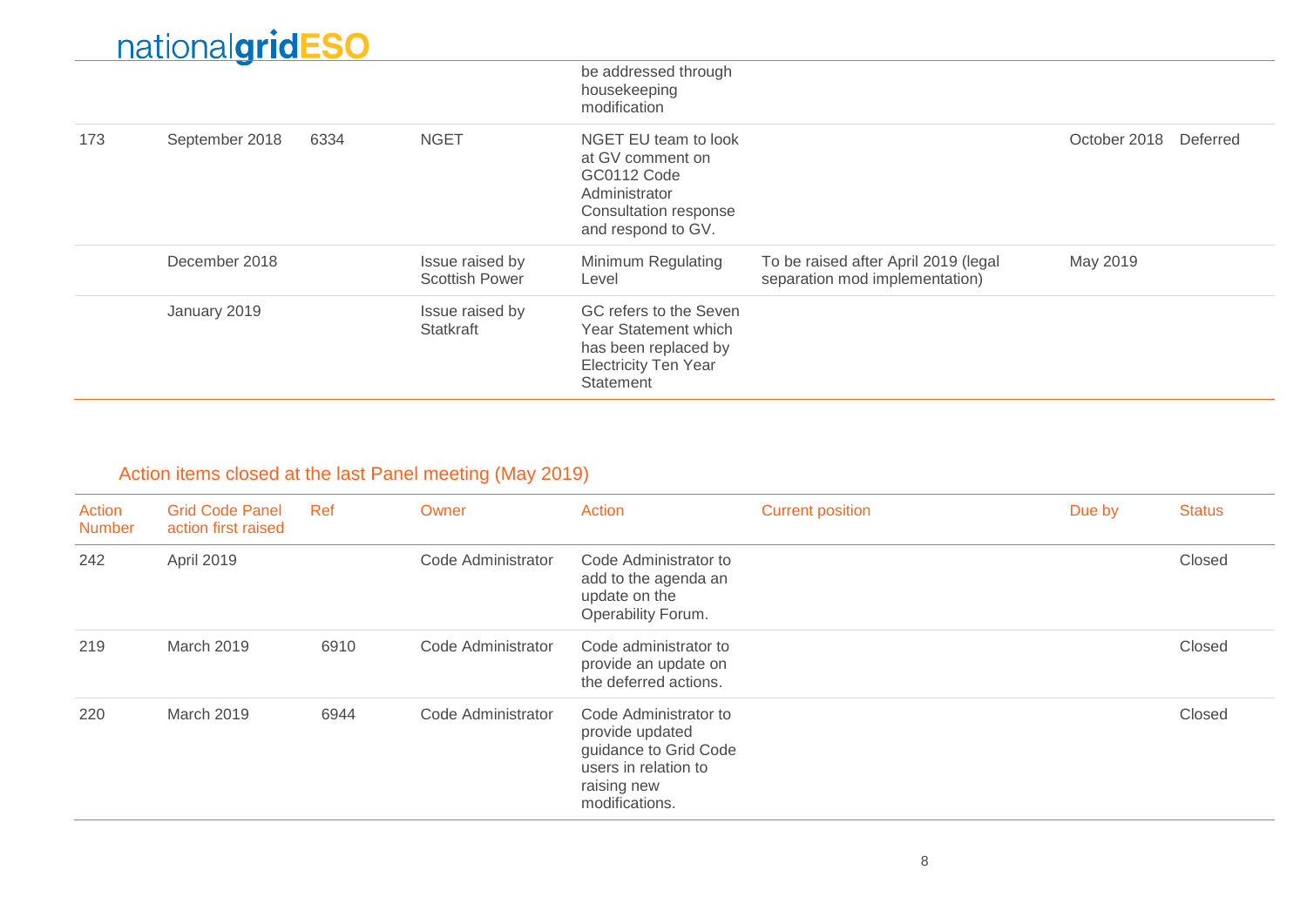| | | | | be addressed through housekeeping modification | | | |
|---|---|---|---|---|---|---|---|
| 173 | September 2018 | 6334 | NGET | NGET EU team to look at GV comment on GC0112 Code Administrator Consultation response and respond to GV. | | October 2018 | Deferred |
| | December 2018 | | Issue raised by Scottish Power | Minimum Regulating Level | To be raised after April 2019 (legal separation mod implementation) | May 2019 | |
| | January 2019 | | Issue raised by Statkraft | GC refers to the Seven Year Statement which has been replaced by Electricity Ten Year Statement | | | |

## Action items closed at the last Panel meeting (May 2019)

| Action Number | Grid Code Panel action first raised | Ref | Owner | Action | Current position | Due by | Status |
|---|---|---|---|---|---|---|---|
| 242 | April 2019 | | Code Administrator | Code Administrator to add to the agenda an update on the Operability Forum. | | | Closed |
| 219 | March 2019 | 6910 | Code Administrator | Code administrator to provide an update on the deferred actions. | | | Closed |
| 220 | March 2019 | 6944 | Code Administrator | Code Administrator to provide updated guidance to Grid Code users in relation to raising new modifications. | | | Closed |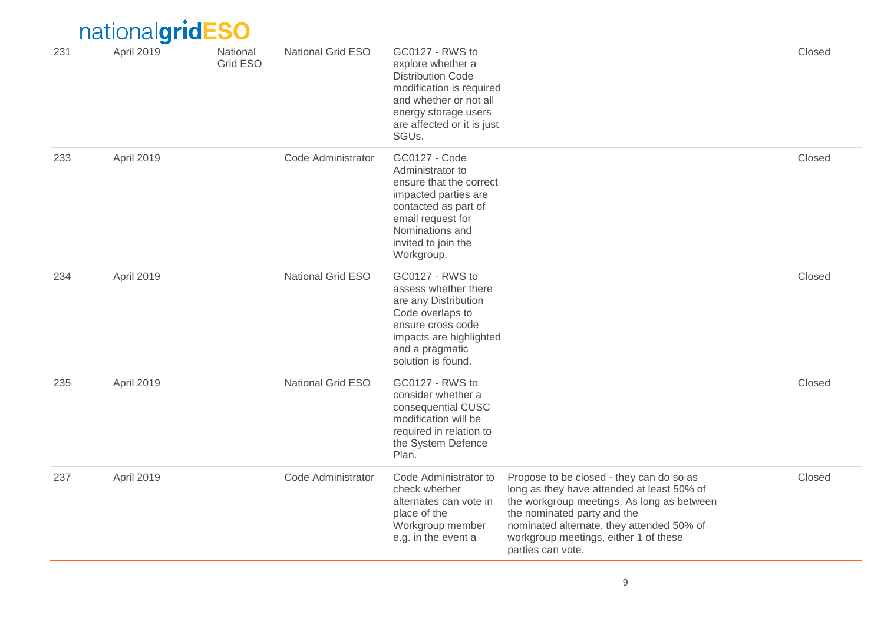| 231 | April 2019 | National Grid ESO | National Grid ESO | GC0127 - RWS to explore whether a Distribution Code modification is required and whether or not all energy storage users are affected or it is just SGUs. | | Closed |
|---|---|---|---|---|---|---|
| 233 | April 2019 | | Code Administrator | GC0127 - Code Administrator to ensure that the correct impacted parties are contacted as part of email request for Nominations and invited to join the Workgroup. | | Closed |
| 234 | April 2019 | | National Grid ESO | GC0127 - RWS to assess whether there are any Distribution Code overlaps to ensure cross code impacts are highlighted and a pragmatic solution is found. | | Closed |
| 235 | April 2019 | | National Grid ESO | GC0127 - RWS to consider whether a consequential CUSC modification will be required in relation to the System Defence Plan. | | Closed |
| 237 | April 2019 | | Code Administrator | Code Administrator to check whether alternates can vote in place of the Workgroup member e.g. in the event a | Propose to be closed - they can do so as long as they have attended at least 50% of the workgroup meetings. As long as between the nominated party and the nominated alternate, they attended 50% of workgroup meetings, either 1 of these parties can vote. | Closed |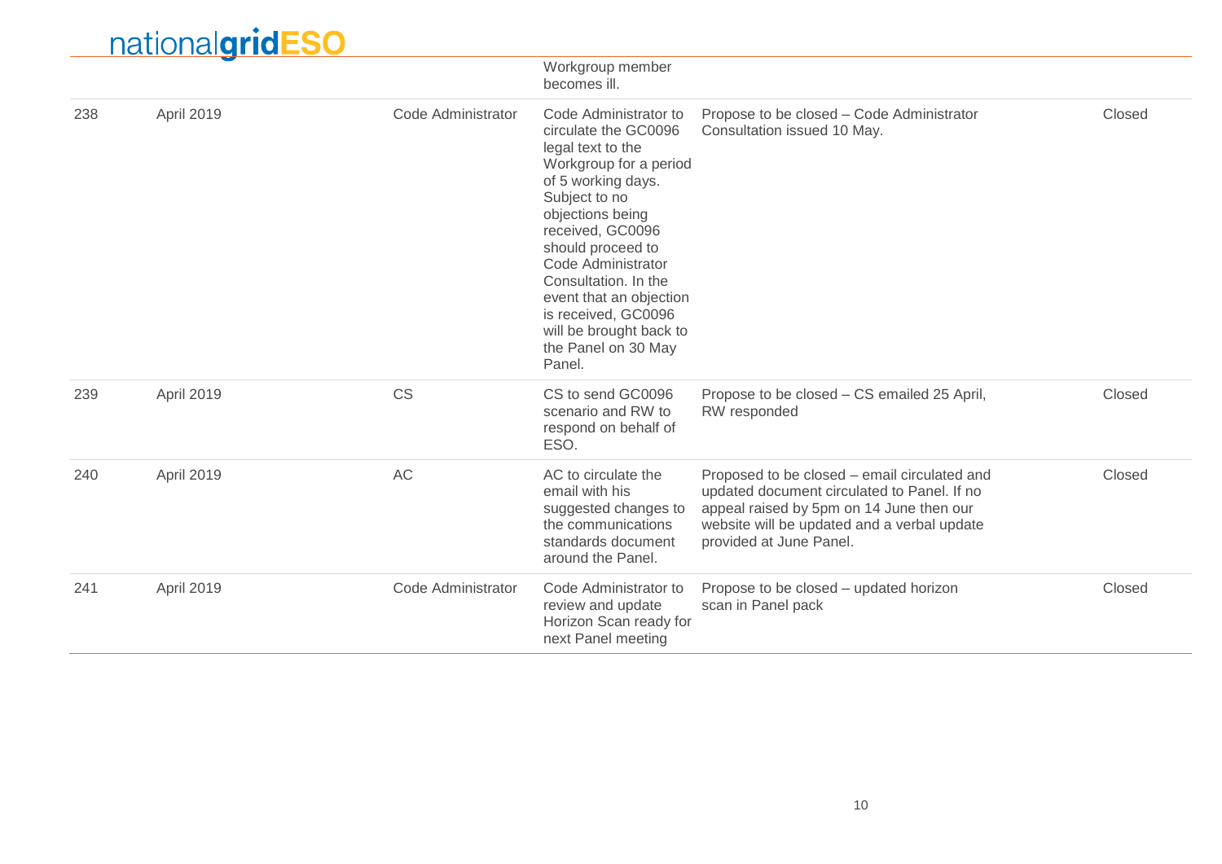| | | | | | |
|---|---|---|---|---|---|
| | | | Workgroup member becomes ill. | | |
| 238 | April 2019 | Code Administrator | Code Administrator to circulate the GC0096 legal text to the Workgroup for a period of 5 working days. Subject to no objections being received, GC0096 should proceed to Code Administrator Consultation. In the event that an objection is received, GC0096 will be brought back to the Panel on 30 May Panel. | Propose to be closed – Code Administrator Consultation issued 10 May. | Closed |
| 239 | April 2019 | CS | CS to send GC0096 scenario and RW to respond on behalf of ESO. | Propose to be closed – CS emailed 25 April, RW responded | Closed |
| 240 | April 2019 | AC | AC to circulate the email with his suggested changes to the communications standards document around the Panel. | Proposed to be closed – email circulated and updated document circulated to Panel. If no appeal raised by 5pm on 14 June then our website will be updated and a verbal update provided at June Panel. | Closed |
| 241 | April 2019 | Code Administrator | Code Administrator to review and update Horizon Scan ready for next Panel meeting | Propose to be closed – updated horizon scan in Panel pack | Closed |